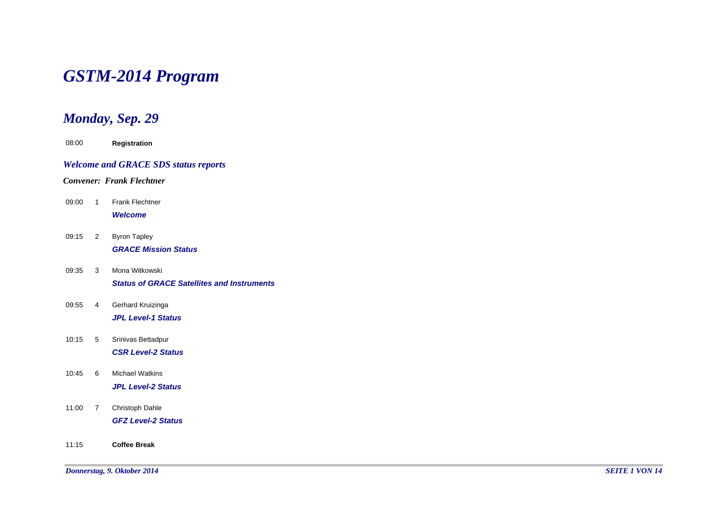# *GSTM-2014 Program*

## *Monday, Sep. 29*

08:00 **Registration**

### *Welcome and GRACE SDS status reports*

***Convener: Frank Flechtner***

09:00 1 Frank Flechtner
***Welcome***

09:15 2 Byron Tapley
***GRACE Mission Status***

09:35 3 Mona Witkowski
***Status of GRACE Satellites and Instruments***

09:55 4 Gerhard Kruizinga
***JPL Level-1 Status***

10:15 5 Srinivas Bettadpur
***CSR Level-2 Status***

10:45 6 Michael Watkins
***JPL Level-2 Status***

11:00 7 Christoph Dahle
***GFZ Level-2 Status***

11:15 **Coffee Break**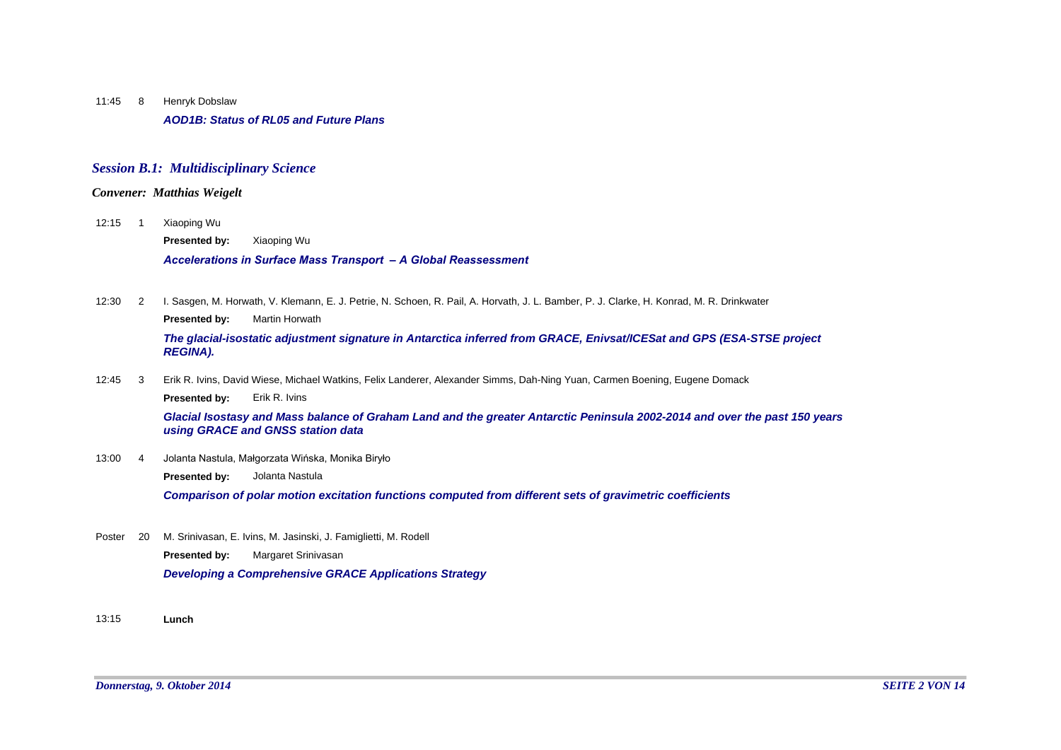11:45 8 Henryk Dobslaw

***AOD1B: Status of RL05 and Future Plans***

## *Session B.1: Multidisciplinary Science*

***Convener: Matthias Weigelt***

12:15 1 Xiaoping Wu

**Presented by:** Xiaoping Wu

***Accelerations in Surface Mass Transport – A Global Reassessment***

12:30 2 I. Sasgen, M. Horwath, V. Klemann, E. J. Petrie, N. Schoen, R. Pail, A. Horvath, J. L. Bamber, P. J. Clarke, H. Konrad, M. R. Drinkwater

**Presented by:** Martin Horwath

***The glacial-isostatic adjustment signature in Antarctica inferred from GRACE, Enivsat/ICESat and GPS (ESA-STSE project REGINA).***

12:45 3 Erik R. Ivins, David Wiese, Michael Watkins, Felix Landerer, Alexander Simms, Dah-Ning Yuan, Carmen Boening, Eugene Domack

**Presented by:** Erik R. Ivins

***Glacial Isostasy and Mass balance of Graham Land and the greater Antarctic Peninsula 2002-2014 and over the past 150 years using GRACE and GNSS station data***

13:00 4 Jolanta Nastula, Małgorzata Wińska, Monika Biryło

**Presented by:** Jolanta Nastula

***Comparison of polar motion excitation functions computed from different sets of gravimetric coefficients***

Poster 20 M. Srinivasan, E. Ivins, M. Jasinski, J. Famiglietti, M. Rodell

**Presented by:** Margaret Srinivasan

***Developing a Comprehensive GRACE Applications Strategy***

13:15 **Lunch**

*Donnerstag, 9. Oktober 2014*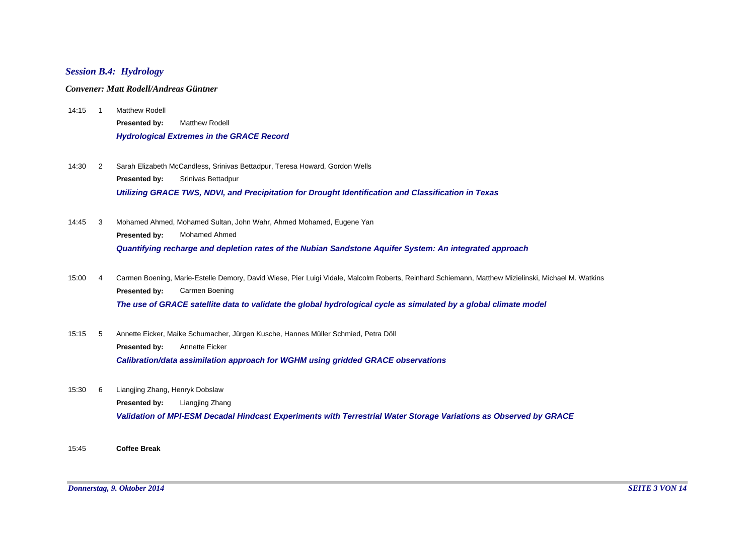## *Session B.4: Hydrology*

***Convener: Matt Rodell/Andreas Güntner***

14:15 1 Matthew Rodell

**Presented by:** Matthew Rodell

***Hydrological Extremes in the GRACE Record***

14:30 2 Sarah Elizabeth McCandless, Srinivas Bettadpur, Teresa Howard, Gordon Wells

**Presented by:** Srinivas Bettadpur

***Utilizing GRACE TWS, NDVI, and Precipitation for Drought Identification and Classification in Texas***

14:45 3 Mohamed Ahmed, Mohamed Sultan, John Wahr, Ahmed Mohamed, Eugene Yan

**Presented by:** Mohamed Ahmed

***Quantifying recharge and depletion rates of the Nubian Sandstone Aquifer System: An integrated approach***

15:00 4 Carmen Boening, Marie-Estelle Demory, David Wiese, Pier Luigi Vidale, Malcolm Roberts, Reinhard Schiemann, Matthew Mizielinski, Michael M. Watkins

**Presented by:** Carmen Boening

***The use of GRACE satellite data to validate the global hydrological cycle as simulated by a global climate model***

15:15 5 Annette Eicker, Maike Schumacher, Jürgen Kusche, Hannes Müller Schmied, Petra Döll

**Presented by:** Annette Eicker

***Calibration/data assimilation approach for WGHM using gridded GRACE observations***

15:30 6 Liangjing Zhang, Henryk Dobslaw

**Presented by:** Liangjing Zhang

***Validation of MPI-ESM Decadal Hindcast Experiments with Terrestrial Water Storage Variations as Observed by GRACE***

15:45 **Coffee Break**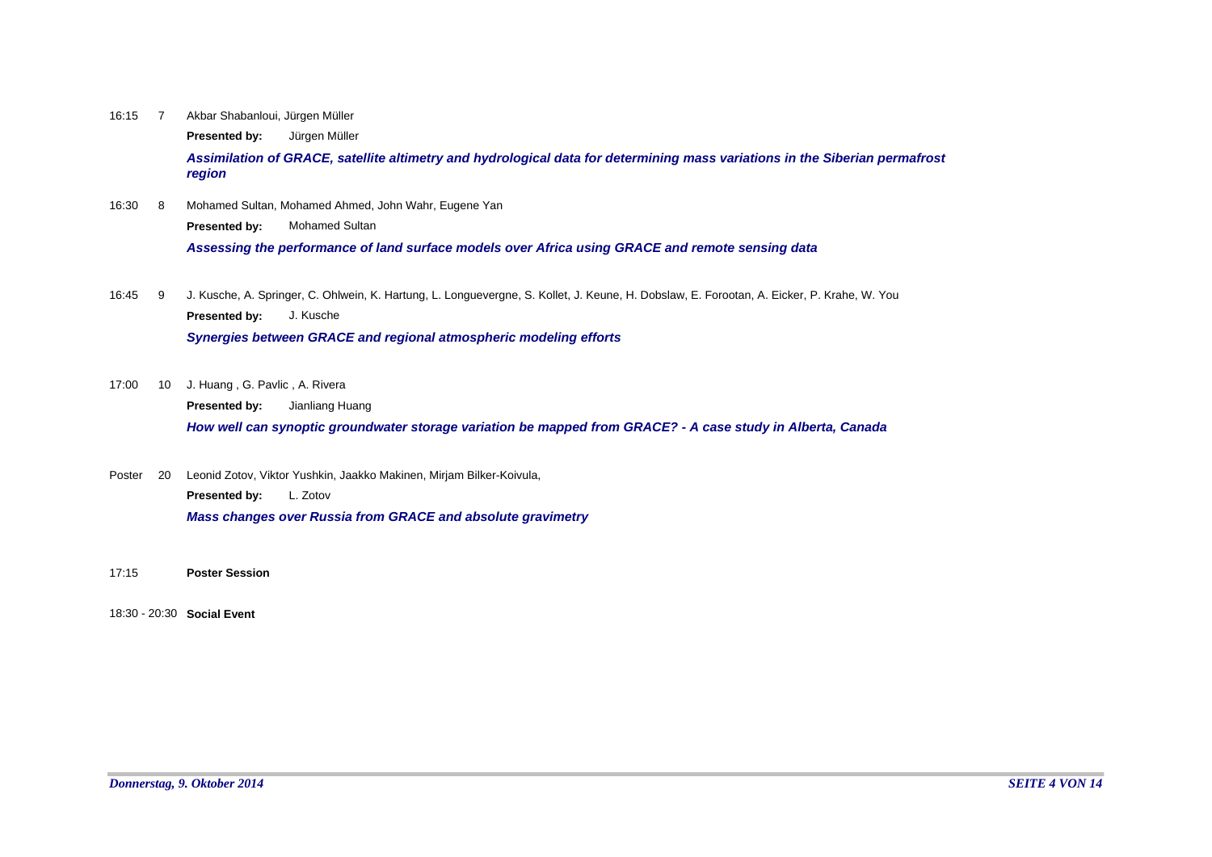16:15 7 Akbar Shabanloui, Jürgen Müller

**Presented by:** Jürgen Müller

***Assimilation of GRACE, satellite altimetry and hydrological data for determining mass variations in the Siberian permafrost region***

16:30 8 Mohamed Sultan, Mohamed Ahmed, John Wahr, Eugene Yan

**Presented by:** Mohamed Sultan

***Assessing the performance of land surface models over Africa using GRACE and remote sensing data***

16:45 9 J. Kusche, A. Springer, C. Ohlwein, K. Hartung, L. Longuevergne, S. Kollet, J. Keune, H. Dobslaw, E. Forootan, A. Eicker, P. Krahe, W. You

**Presented by:** J. Kusche

***Synergies between GRACE and regional atmospheric modeling efforts***

17:00 10 J. Huang , G. Pavlic , A. Rivera

**Presented by:** Jianliang Huang

***How well can synoptic groundwater storage variation be mapped from GRACE? - A case study in Alberta, Canada***

Poster 20 Leonid Zotov, Viktor Yushkin, Jaakko Makinen, Mirjam Bilker-Koivula,

**Presented by:** L. Zotov

***Mass changes over Russia from GRACE and absolute gravimetry***

17:15 **Poster Session**

18:30 - 20:30 **Social Event**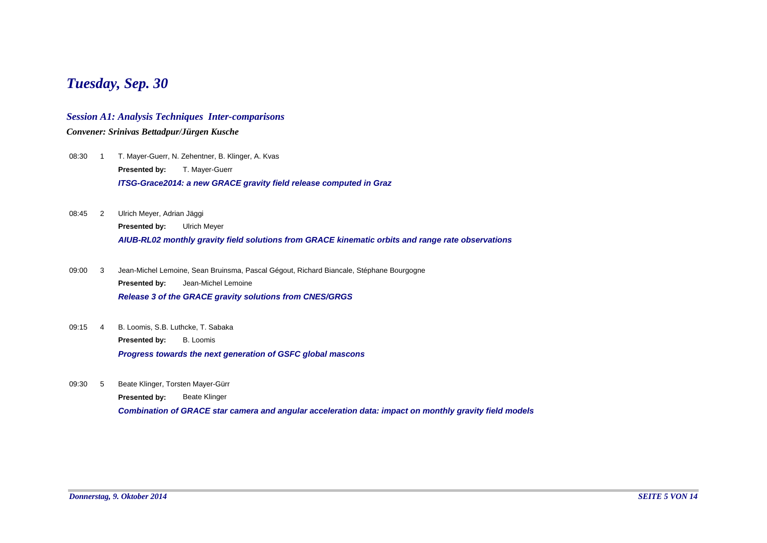# *Tuesday, Sep. 30*

## *Session A1: Analysis Techniques  Inter-comparisons*

***Convener: Srinivas Bettadpur/Jürgen Kusche***

08:30 1 T. Mayer-Guerr, N. Zehentner, B. Klinger, A. Kvas

**Presented by:** T. Mayer-Guerr

***ITSG-Grace2014: a new GRACE gravity field release computed in Graz***

08:45 2 Ulrich Meyer, Adrian Jäggi

**Presented by:** Ulrich Meyer

***AIUB-RL02 monthly gravity field solutions from GRACE kinematic orbits and range rate observations***

09:00 3 Jean-Michel Lemoine, Sean Bruinsma, Pascal Gégout, Richard Biancale, Stéphane Bourgogne

**Presented by:** Jean-Michel Lemoine

***Release 3 of the GRACE gravity solutions from CNES/GRGS***

09:15 4 B. Loomis, S.B. Luthcke, T. Sabaka

**Presented by:** B. Loomis

***Progress towards the next generation of GSFC global mascons***

09:30 5 Beate Klinger, Torsten Mayer-Gürr

**Presented by:** Beate Klinger

***Combination of GRACE star camera and angular acceleration data: impact on monthly gravity field models***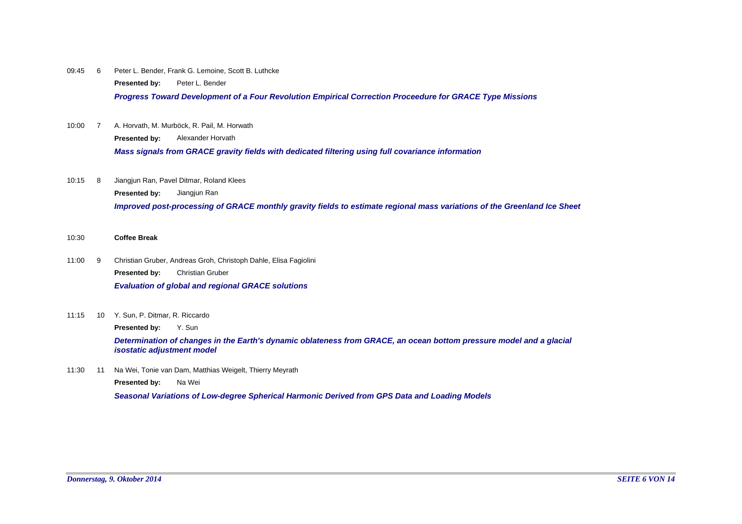09:45 6 Peter L. Bender, Frank G. Lemoine, Scott B. Luthcke

**Presented by:** Peter L. Bender

***Progress Toward Development of a Four Revolution Empirical Correction Proceedure for GRACE Type Missions***

10:00 7 A. Horvath, M. Murböck, R. Pail, M. Horwath

**Presented by:** Alexander Horvath

***Mass signals from GRACE gravity fields with dedicated filtering using full covariance information***

10:15 8 Jiangjun Ran, Pavel Ditmar, Roland Klees

**Presented by:** Jiangjun Ran

***Improved post-processing of GRACE monthly gravity fields to estimate regional mass variations of the Greenland Ice Sheet***

10:30 **Coffee Break**

11:00 9 Christian Gruber, Andreas Groh, Christoph Dahle, Elisa Fagiolini

**Presented by:** Christian Gruber

***Evaluation of global and regional GRACE solutions***

11:15 10 Y. Sun, P. Ditmar, R. Riccardo

**Presented by:** Y. Sun

***Determination of changes in the Earth's dynamic oblateness from GRACE, an ocean bottom pressure model and a glacial isostatic adjustment model***

11:30 11 Na Wei, Tonie van Dam, Matthias Weigelt, Thierry Meyrath

**Presented by:** Na Wei

***Seasonal Variations of Low-degree Spherical Harmonic Derived from GPS Data and Loading Models***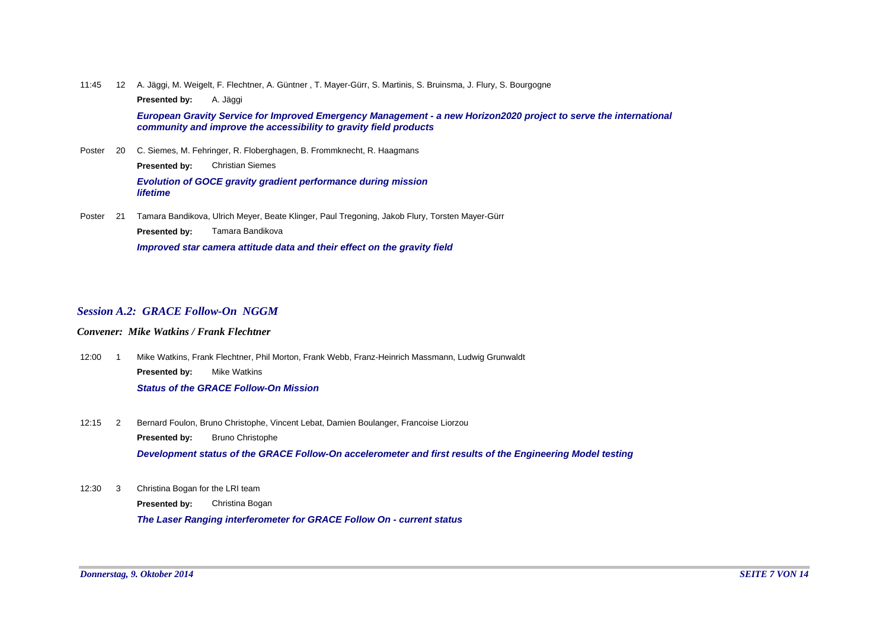11:45 12 A. Jäggi, M. Weigelt, F. Flechtner, A. Güntner , T. Mayer-Gürr, S. Martinis, S. Bruinsma, J. Flury, S. Bourgogne

**Presented by:** A. Jäggi

***European Gravity Service for Improved Emergency Management - a new Horizon2020 project to serve the international community and improve the accessibility to gravity field products***

Poster 20 C. Siemes, M. Fehringer, R. Floberghagen, B. Frommknecht, R. Haagmans

**Presented by:** Christian Siemes

***Evolution of GOCE gravity gradient performance during mission lifetime***

Poster 21 Tamara Bandikova, Ulrich Meyer, Beate Klinger, Paul Tregoning, Jakob Flury, Torsten Mayer-Gürr

**Presented by:** Tamara Bandikova

***Improved star camera attitude data and their effect on the gravity field***

## *Session A.2: GRACE Follow-On NGGM*

### *Convener: Mike Watkins / Frank Flechtner*

12:00 1 Mike Watkins, Frank Flechtner, Phil Morton, Frank Webb, Franz-Heinrich Massmann, Ludwig Grunwaldt

**Presented by:** Mike Watkins

***Status of the GRACE Follow-On Mission***

12:15 2 Bernard Foulon, Bruno Christophe, Vincent Lebat, Damien Boulanger, Francoise Liorzou

**Presented by:** Bruno Christophe

***Development status of the GRACE Follow-On accelerometer and first results of the Engineering Model testing***

12:30 3 Christina Bogan for the LRI team

**Presented by:** Christina Bogan

***The Laser Ranging interferometer for GRACE Follow On - current status***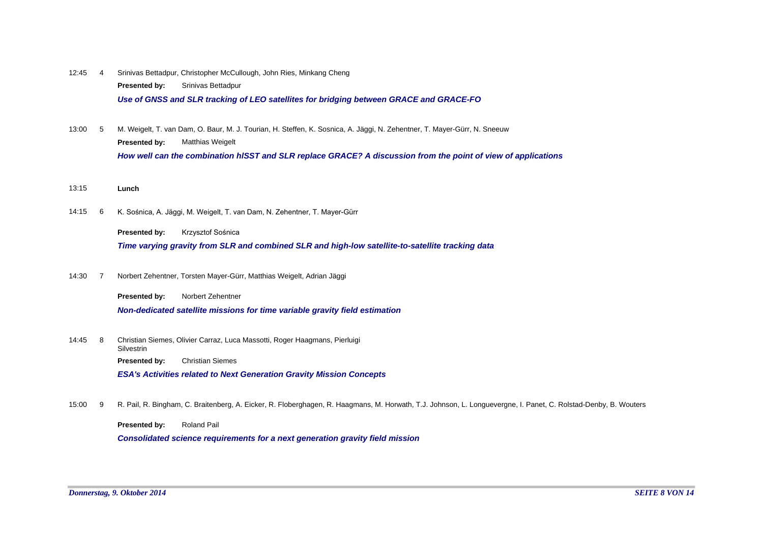12:45 4 Srinivas Bettadpur, Christopher McCullough, John Ries, Minkang Cheng

**Presented by:** Srinivas Bettadpur

***Use of GNSS and SLR tracking of LEO satellites for bridging between GRACE and GRACE-FO***

13:00 5 M. Weigelt, T. van Dam, O. Baur, M. J. Tourian, H. Steffen, K. Sosnica, A. Jäggi, N. Zehentner, T. Mayer-Gürr, N. Sneeuw

**Presented by:** Matthias Weigelt

***How well can the combination hlSST and SLR replace GRACE? A discussion from the point of view of applications***

13:15 **Lunch**

14:15 6 K. Sośnica, A. Jäggi, M. Weigelt, T. van Dam, N. Zehentner, T. Mayer-Gürr

**Presented by:** Krzysztof Sośnica

***Time varying gravity from SLR and combined SLR and high-low satellite-to-satellite tracking data***

14:30 7 Norbert Zehentner, Torsten Mayer-Gürr, Matthias Weigelt, Adrian Jäggi

**Presented by:** Norbert Zehentner

***Non-dedicated satellite missions for time variable gravity field estimation***

14:45 8 Christian Siemes, Olivier Carraz, Luca Massotti, Roger Haagmans, Pierluigi Silvestrin

**Presented by:** Christian Siemes

***ESA's Activities related to Next Generation Gravity Mission Concepts***

15:00 9 R. Pail, R. Bingham, C. Braitenberg, A. Eicker, R. Floberghagen, R. Haagmans, M. Horwath, T.J. Johnson, L. Longuevergne, I. Panet, C. Rolstad-Denby, B. Wouters

**Presented by:** Roland Pail

***Consolidated science requirements for a next generation gravity field mission***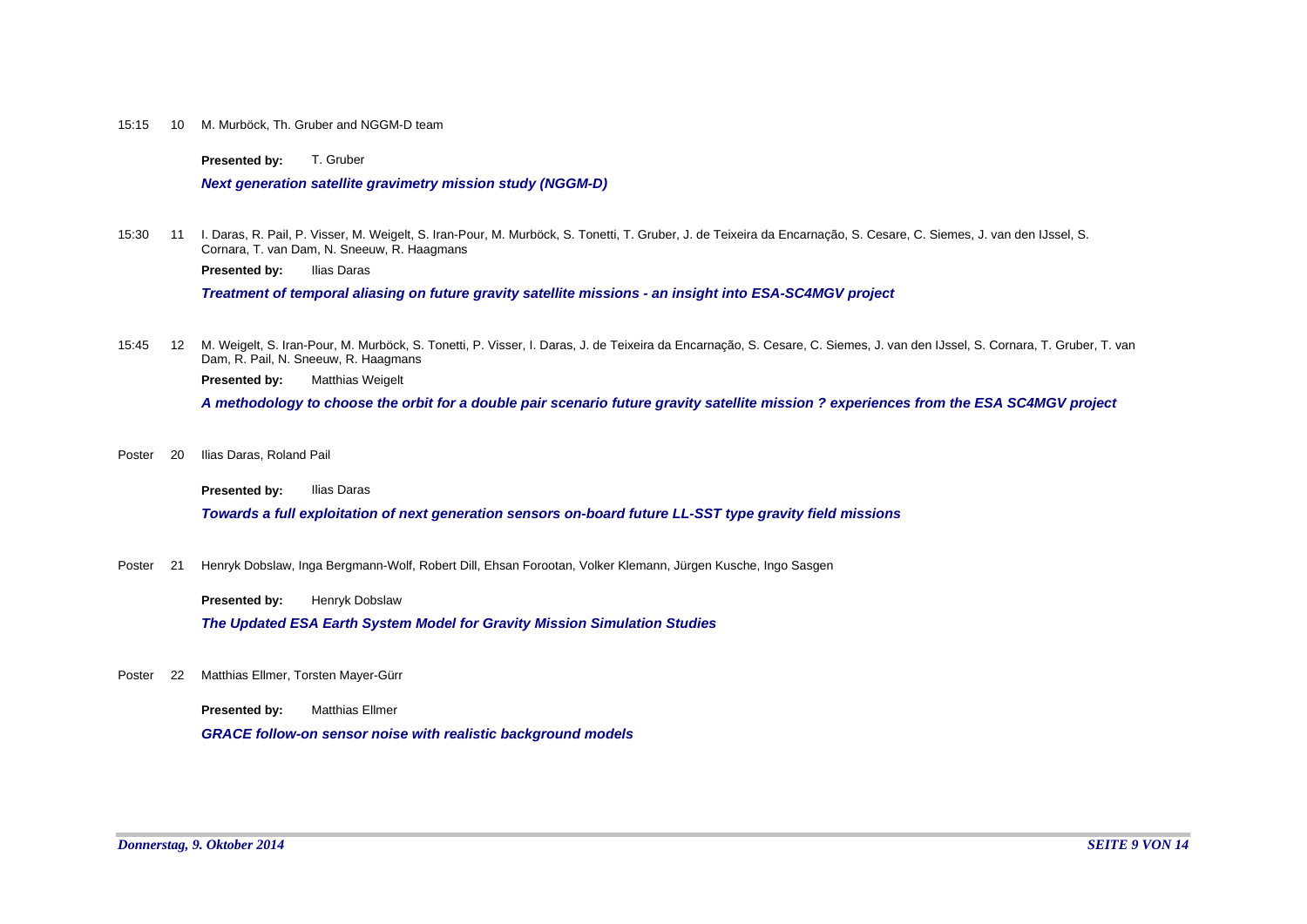15:15 10 M. Murböck, Th. Gruber and NGGM-D team

**Presented by:** T. Gruber

***Next generation satellite gravimetry mission study (NGGM-D)***

15:30 11 I. Daras, R. Pail, P. Visser, M. Weigelt, S. Iran-Pour, M. Murböck, S. Tonetti, T. Gruber, J. de Teixeira da Encarnação, S. Cesare, C. Siemes, J. van den IJssel, S. Cornara, T. van Dam, N. Sneeuw, R. Haagmans

**Presented by:** Ilias Daras

***Treatment of temporal aliasing on future gravity satellite missions - an insight into ESA-SC4MGV project***

15:45 12 M. Weigelt, S. Iran-Pour, M. Murböck, S. Tonetti, P. Visser, I. Daras, J. de Teixeira da Encarnação, S. Cesare, C. Siemes, J. van den IJssel, S. Cornara, T. Gruber, T. van Dam, R. Pail, N. Sneeuw, R. Haagmans

**Presented by:** Matthias Weigelt

***A methodology to choose the orbit for a double pair scenario future gravity satellite mission ? experiences from the ESA SC4MGV project***

Poster 20 Ilias Daras, Roland Pail

**Presented by:** Ilias Daras

***Towards a full exploitation of next generation sensors on-board future LL-SST type gravity field missions***

Poster 21 Henryk Dobslaw, Inga Bergmann-Wolf, Robert Dill, Ehsan Forootan, Volker Klemann, Jürgen Kusche, Ingo Sasgen

**Presented by:** Henryk Dobslaw

***The Updated ESA Earth System Model for Gravity Mission Simulation Studies***

Poster 22 Matthias Ellmer, Torsten Mayer-Gürr

**Presented by:** Matthias Ellmer

***GRACE follow-on sensor noise with realistic background models***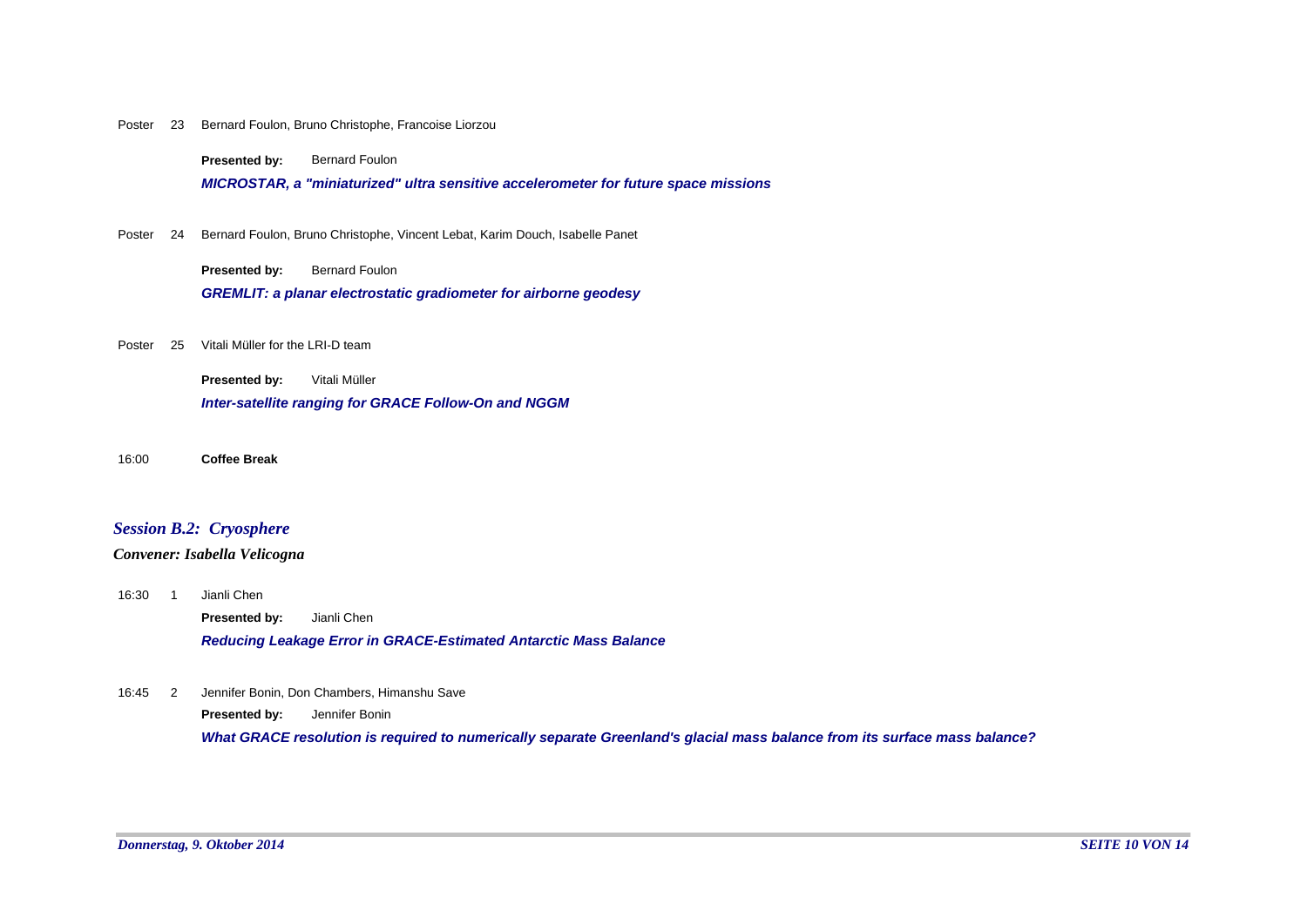Poster 23 Bernard Foulon, Bruno Christophe, Francoise Liorzou

**Presented by:** Bernard Foulon

***MICROSTAR, a "miniaturized" ultra sensitive accelerometer for future space missions***

Poster 24 Bernard Foulon, Bruno Christophe, Vincent Lebat, Karim Douch, Isabelle Panet

**Presented by:** Bernard Foulon

***GREMLIT: a planar electrostatic gradiometer for airborne geodesy***

Poster 25 Vitali Müller for the LRI-D team

**Presented by:** Vitali Müller

***Inter-satellite ranging for GRACE Follow-On and NGGM***

16:00 **Coffee Break**

## *Session B.2: Cryosphere*

***Convener: Isabella Velicogna***

16:30 1 Jianli Chen

**Presented by:** Jianli Chen

***Reducing Leakage Error in GRACE-Estimated Antarctic Mass Balance***

16:45 2 Jennifer Bonin, Don Chambers, Himanshu Save

**Presented by:** Jennifer Bonin

***What GRACE resolution is required to numerically separate Greenland's glacial mass balance from its surface mass balance?***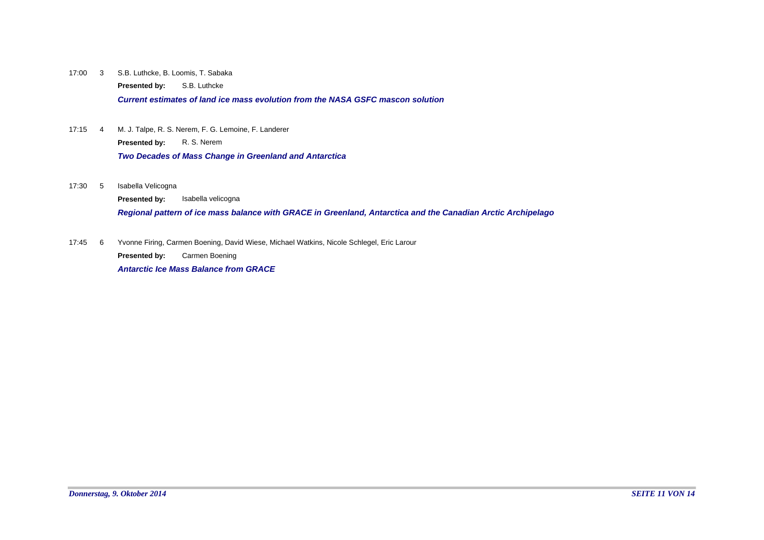17:00 3 S.B. Luthcke, B. Loomis, T. Sabaka

**Presented by:** S.B. Luthcke

***Current estimates of land ice mass evolution from the NASA GSFC mascon solution***

17:15 4 M. J. Talpe, R. S. Nerem, F. G. Lemoine, F. Landerer

**Presented by:** R. S. Nerem

***Two Decades of Mass Change in Greenland and Antarctica***

17:30 5 Isabella Velicogna

**Presented by:** Isabella velicogna

***Regional pattern of ice mass balance with GRACE in Greenland, Antarctica and the Canadian Arctic Archipelago***

17:45 6 Yvonne Firing, Carmen Boening, David Wiese, Michael Watkins, Nicole Schlegel, Eric Larour

**Presented by:** Carmen Boening

***Antarctic Ice Mass Balance from GRACE***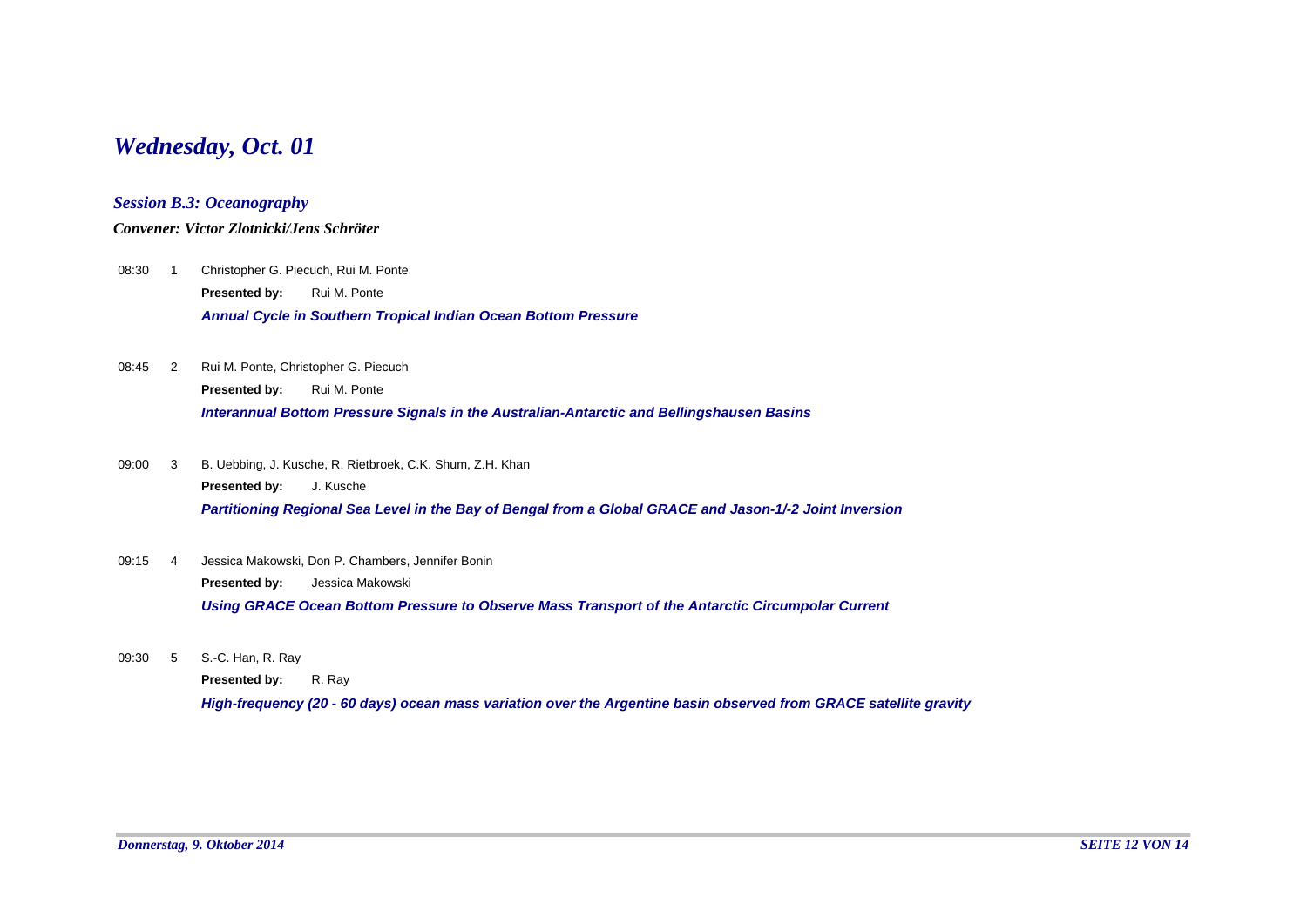# *Wednesday, Oct. 01*

## *Session B.3: Oceanography*

***Convener: Victor Zlotnicki/Jens Schröter***

08:30 1 Christopher G. Piecuch, Rui M. Ponte

**Presented by:** Rui M. Ponte

***Annual Cycle in Southern Tropical Indian Ocean Bottom Pressure***

08:45 2 Rui M. Ponte, Christopher G. Piecuch

**Presented by:** Rui M. Ponte

***Interannual Bottom Pressure Signals in the Australian-Antarctic and Bellingshausen Basins***

09:00 3 B. Uebbing, J. Kusche, R. Rietbroek, C.K. Shum, Z.H. Khan

**Presented by:** J. Kusche

***Partitioning Regional Sea Level in the Bay of Bengal from a Global GRACE and Jason-1/-2 Joint Inversion***

09:15 4 Jessica Makowski, Don P. Chambers, Jennifer Bonin

**Presented by:** Jessica Makowski

***Using GRACE Ocean Bottom Pressure to Observe Mass Transport of the Antarctic Circumpolar Current***

09:30 5 S.-C. Han, R. Ray

**Presented by:** R. Ray

***High-frequency (20 - 60 days) ocean mass variation over the Argentine basin observed from GRACE satellite gravity***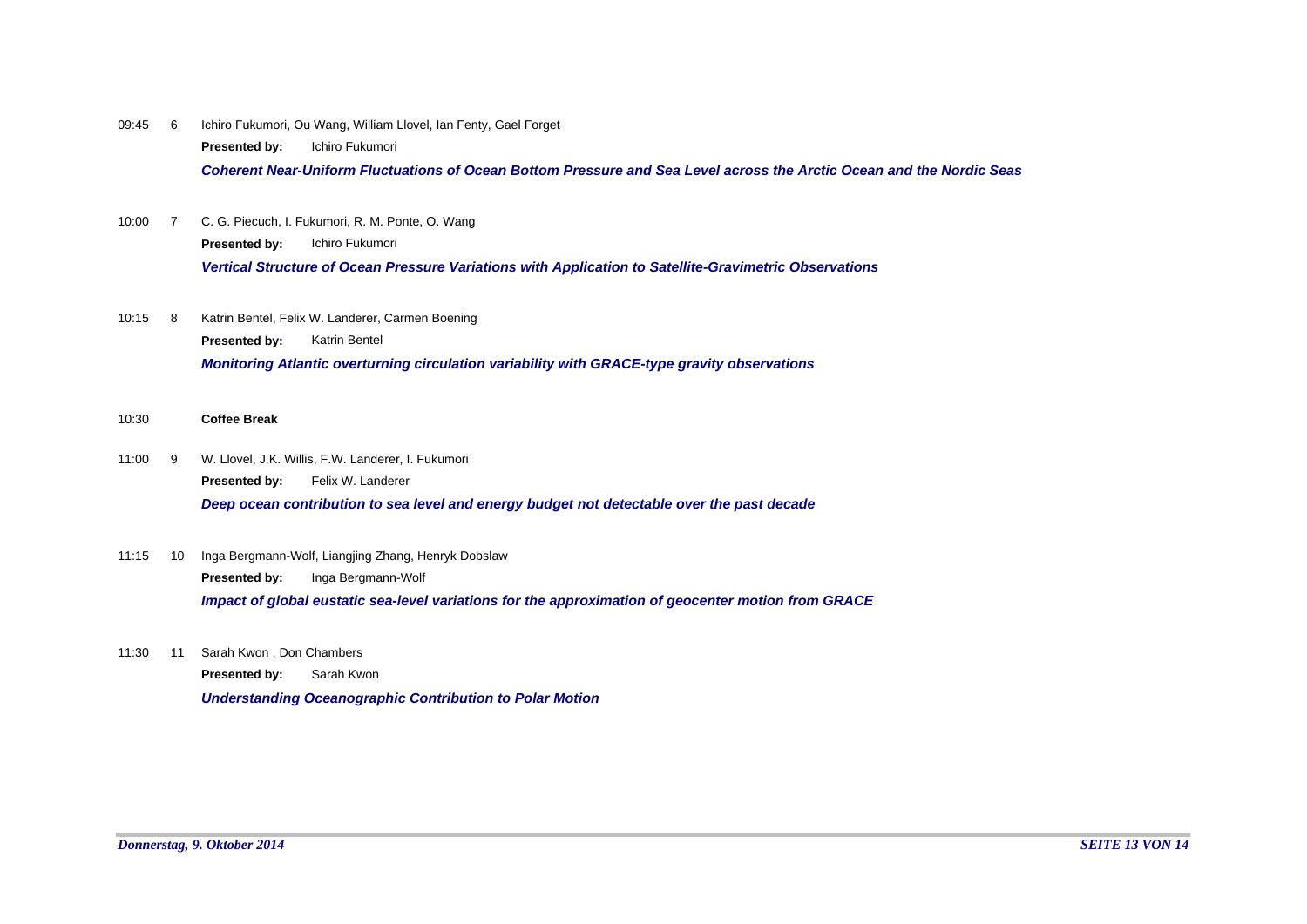09:45 6 Ichiro Fukumori, Ou Wang, William Llovel, Ian Fenty, Gael Forget

**Presented by:** Ichiro Fukumori

***Coherent Near-Uniform Fluctuations of Ocean Bottom Pressure and Sea Level across the Arctic Ocean and the Nordic Seas***

10:00 7 C. G. Piecuch, I. Fukumori, R. M. Ponte, O. Wang

**Presented by:** Ichiro Fukumori

***Vertical Structure of Ocean Pressure Variations with Application to Satellite-Gravimetric Observations***

10:15 8 Katrin Bentel, Felix W. Landerer, Carmen Boening

**Presented by:** Katrin Bentel

***Monitoring Atlantic overturning circulation variability with GRACE-type gravity observations***

10:30 **Coffee Break**

11:00 9 W. Llovel, J.K. Willis, F.W. Landerer, I. Fukumori

**Presented by:** Felix W. Landerer

***Deep ocean contribution to sea level and energy budget not detectable over the past decade***

11:15 10 Inga Bergmann-Wolf, Liangjing Zhang, Henryk Dobslaw

**Presented by:** Inga Bergmann-Wolf

***Impact of global eustatic sea-level variations for the approximation of geocenter motion from GRACE***

11:30 11 Sarah Kwon , Don Chambers

**Presented by:** Sarah Kwon

***Understanding Oceanographic Contribution to Polar Motion***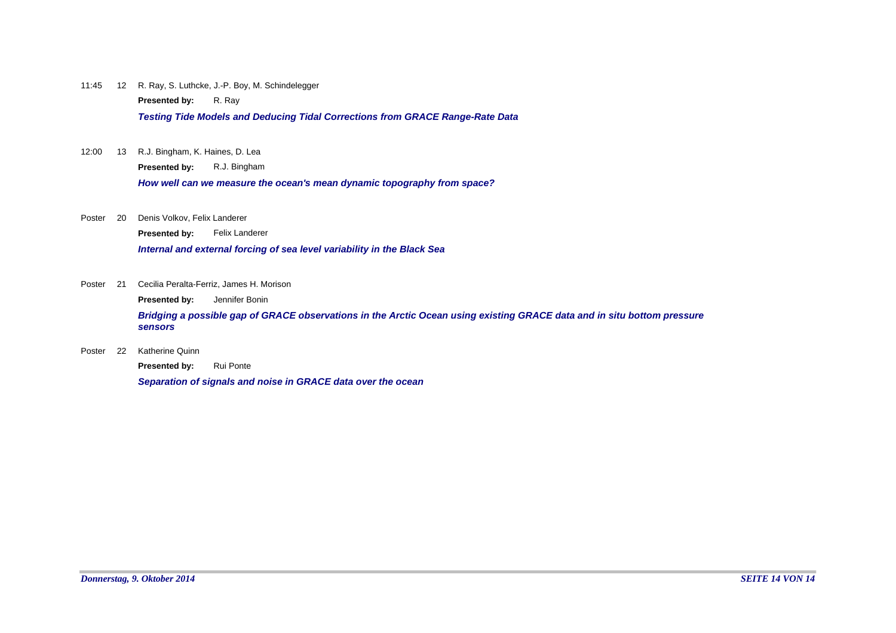11:45 12 R. Ray, S. Luthcke, J.-P. Boy, M. Schindelegger

**Presented by:** R. Ray

***Testing Tide Models and Deducing Tidal Corrections from GRACE Range-Rate Data***

12:00 13 R.J. Bingham, K. Haines, D. Lea

**Presented by:** R.J. Bingham

***How well can we measure the ocean's mean dynamic topography from space?***

Poster 20 Denis Volkov, Felix Landerer

**Presented by:** Felix Landerer

***Internal and external forcing of sea level variability in the Black Sea***

Poster 21 Cecilia Peralta-Ferriz, James H. Morison

**Presented by:** Jennifer Bonin

***Bridging a possible gap of GRACE observations in the Arctic Ocean using existing GRACE data and in situ bottom pressure sensors***

Poster 22 Katherine Quinn

**Presented by:** Rui Ponte

***Separation of signals and noise in GRACE data over the ocean***